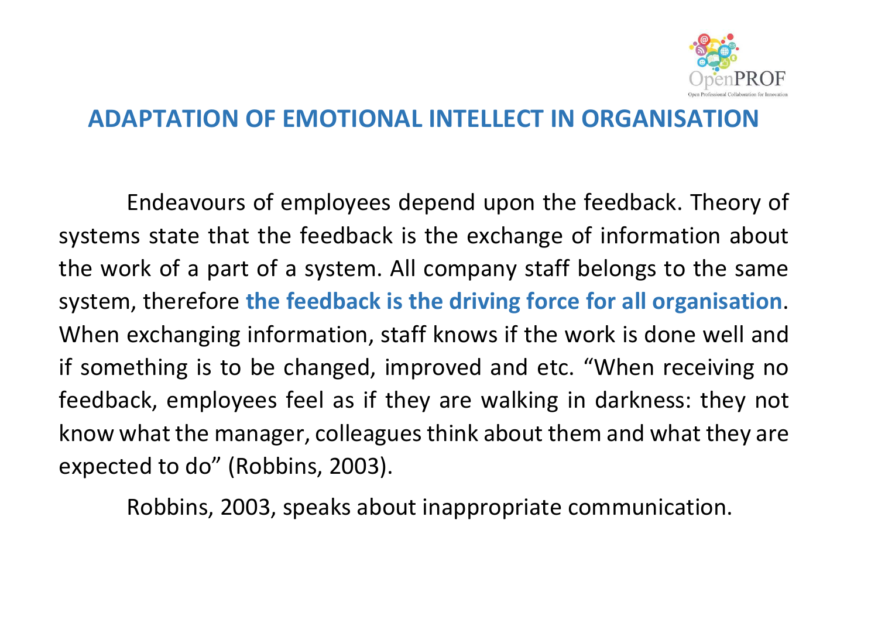# ADAPTATION OF EMOTIONAL INTELLECT IN ORGANISATION

Endeavours of employees depend upon the feedback. Theory of systems state that the feedback is the exchange of information about the work of a part of a system. All company staff belongs to the same system, therefore **the feedback is the driving force for all organisation**. When exchanging information, staff knows if the work is done well and if something is to be changed, improved and etc. "When receiving no feedback, employees feel as if they are walking in darkness: they not know what the manager, colleagues think about them and what they are expected to do" (Robbins, 2003).

Robbins, 2003, speaks about inappropriate communication.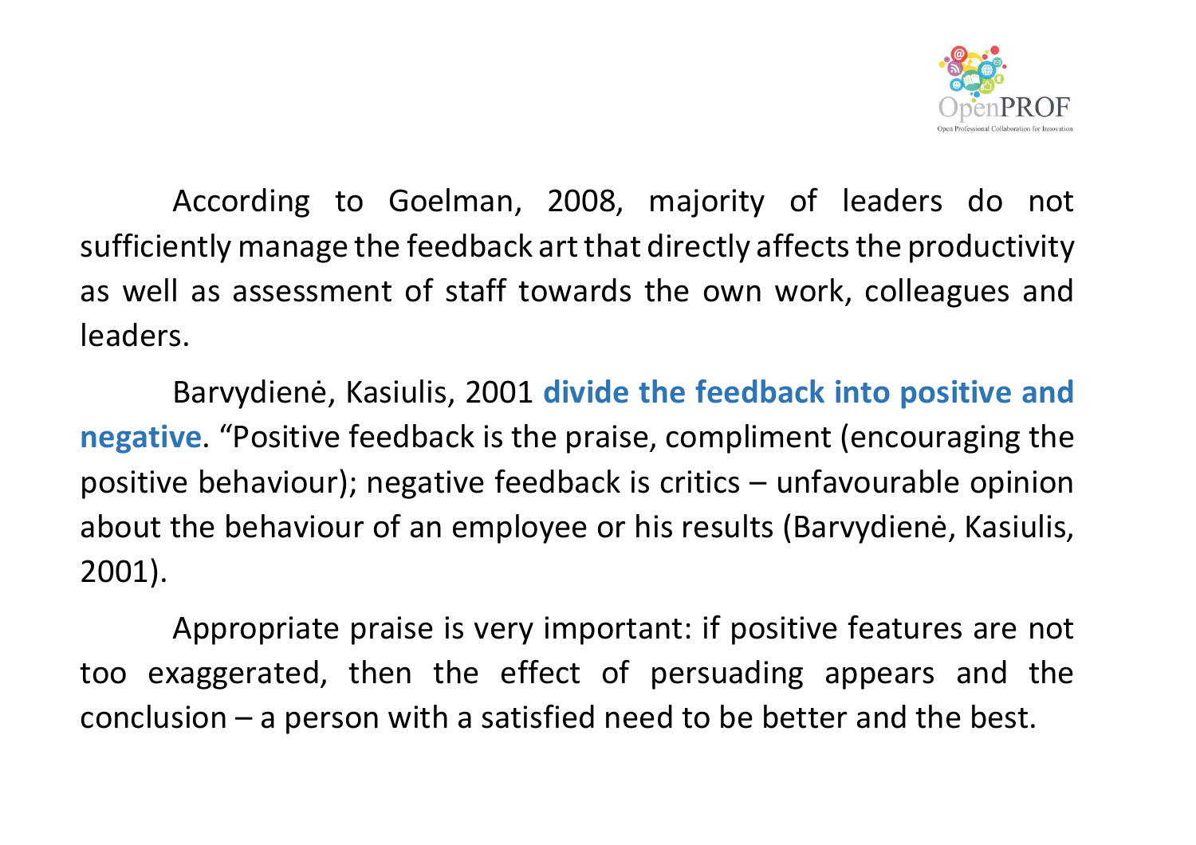According to Goelman, 2008, majority of leaders do not sufficiently manage the feedback art that directly affects the productivity as well as assessment of staff towards the own work, colleagues and leaders.

Barvydienė, Kasiulis, 2001 **divide the feedback into positive and negative**. “Positive feedback is the praise, compliment (encouraging the positive behaviour); negative feedback is critics – unfavourable opinion about the behaviour of an employee or his results (Barvydienė, Kasiulis, 2001).

Appropriate praise is very important: if positive features are not too exaggerated, then the effect of persuading appears and the conclusion – a person with a satisfied need to be better and the best.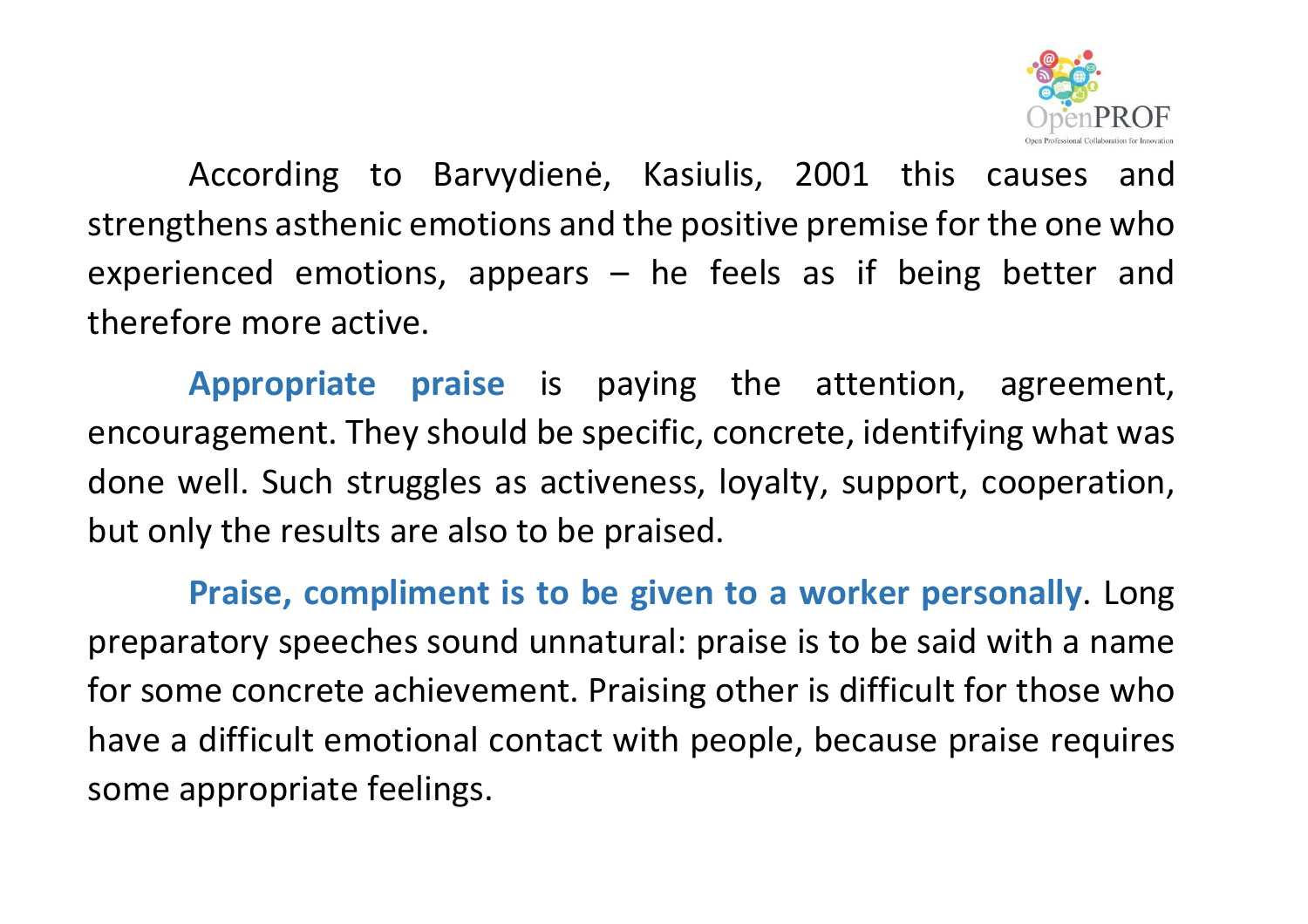According to Barvydienė, Kasiulis, 2001 this causes and strengthens asthenic emotions and the positive premise for the one who experienced emotions, appears – he feels as if being better and therefore more active.

**Appropriate praise** is paying the attention, agreement, encouragement. They should be specific, concrete, identifying what was done well. Such struggles as activeness, loyalty, support, cooperation, but only the results are also to be praised.

**Praise, compliment is to be given to a worker personally**. Long preparatory speeches sound unnatural: praise is to be said with a name for some concrete achievement. Praising other is difficult for those who have a difficult emotional contact with people, because praise requires some appropriate feelings.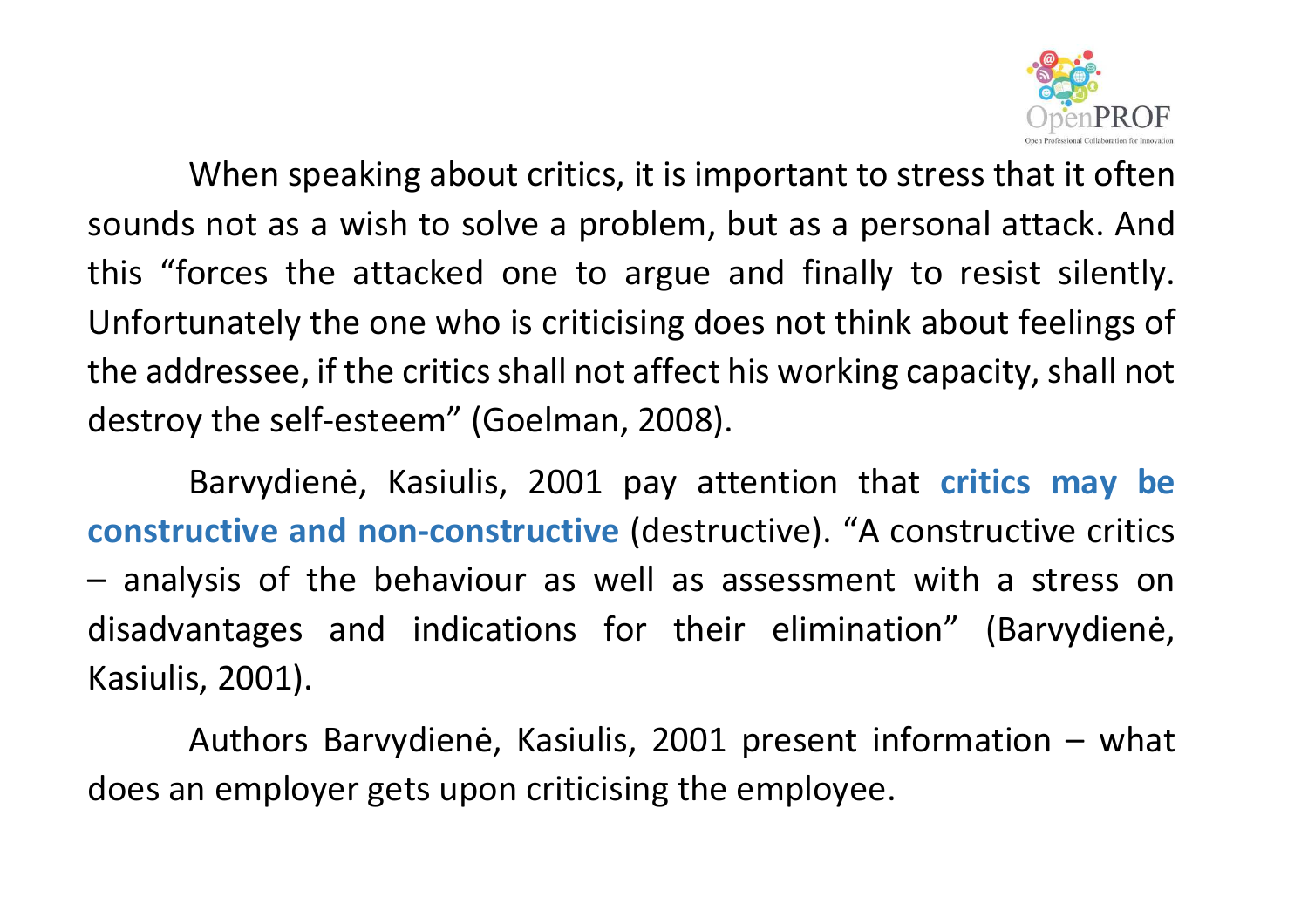When speaking about critics, it is important to stress that it often sounds not as a wish to solve a problem, but as a personal attack. And this “forces the attacked one to argue and finally to resist silently. Unfortunately the one who is criticising does not think about feelings of the addressee, if the critics shall not affect his working capacity, shall not destroy the self-esteem” (Goelman, 2008).

Barvydienė, Kasiulis, 2001 pay attention that **critics may be constructive and non-constructive** (destructive). “A constructive critics – analysis of the behaviour as well as assessment with a stress on disadvantages and indications for their elimination” (Barvydienė, Kasiulis, 2001).

Authors Barvydienė, Kasiulis, 2001 present information – what does an employer gets upon criticising the employee.